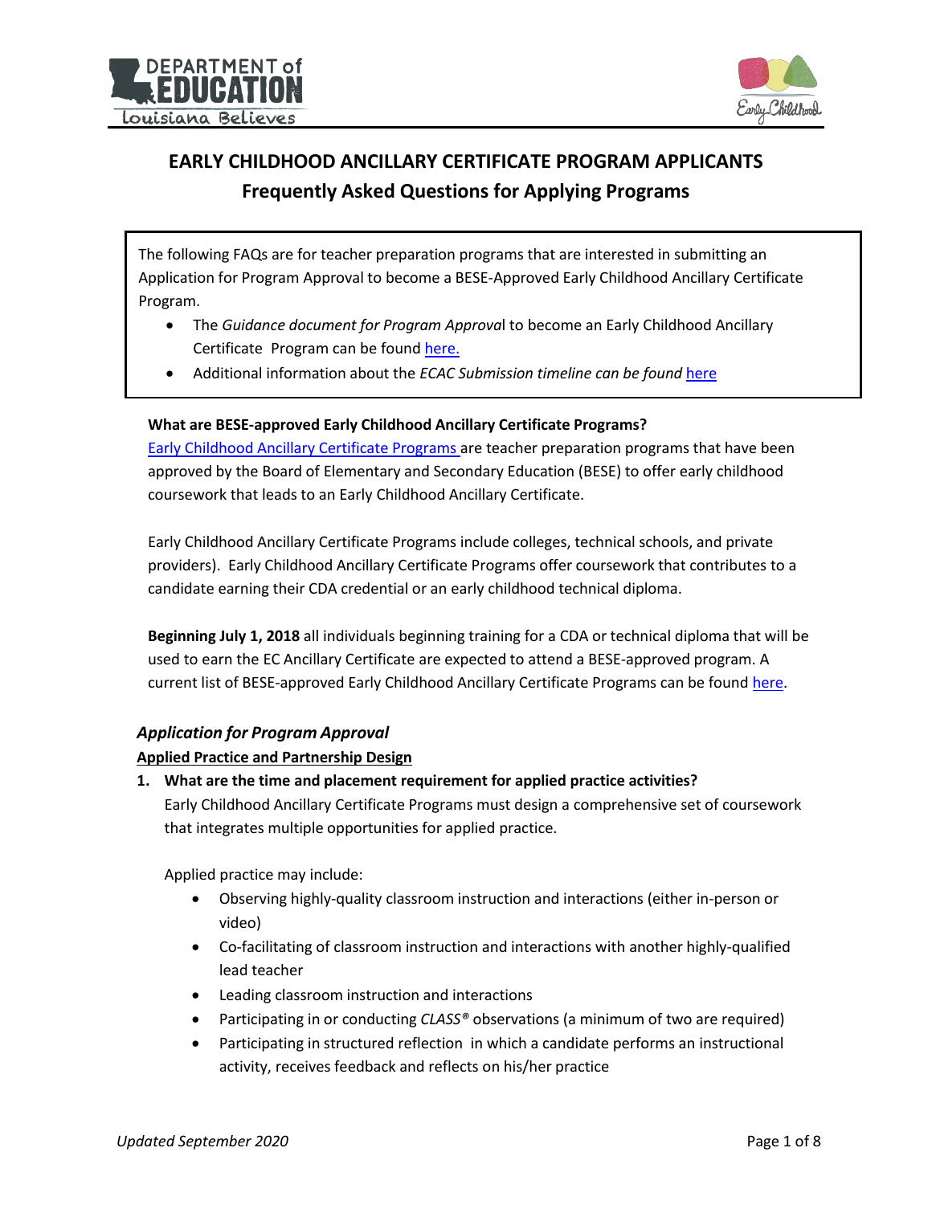# EARLY CHILDHOOD ANCILLARY CERTIFICATE PROGRAM APPLICANTS

## Frequently Asked Questions for Applying Programs

The following FAQs are for teacher preparation programs that are interested in submitting an Application for Program Approval to become a BESE-Approved Early Childhood Ancillary Certificate Program.

- The *Guidance document for Program Approva*l to become an Early Childhood Ancillary Certificate Program can be found here.
- Additional information about the *ECAC Submission timeline can be found* here

**What are BESE-approved Early Childhood Ancillary Certificate Programs?**

Early Childhood Ancillary Certificate Programs are teacher preparation programs that have been approved by the Board of Elementary and Secondary Education (BESE) to offer early childhood coursework that leads to an Early Childhood Ancillary Certificate.

Early Childhood Ancillary Certificate Programs include colleges, technical schools, and private providers). Early Childhood Ancillary Certificate Programs offer coursework that contributes to a candidate earning their CDA credential or an early childhood technical diploma.

**Beginning July 1, 2018** all individuals beginning training for a CDA or technical diploma that will be used to earn the EC Ancillary Certificate are expected to attend a BESE-approved program. A current list of BESE-approved Early Childhood Ancillary Certificate Programs can be found here.

### *Application for Program Approval*

**Applied Practice and Partnership Design**

1. **What are the time and placement requirement for applied practice activities?**

   Early Childhood Ancillary Certificate Programs must design a comprehensive set of coursework that integrates multiple opportunities for applied practice.

   Applied practice may include:

   - Observing highly-quality classroom instruction and interactions (either in-person or video)
   - Co-facilitating of classroom instruction and interactions with another highly-qualified lead teacher
   - Leading classroom instruction and interactions
   - Participating in or conducting *CLASS®* observations (a minimum of two are required)
   - Participating in structured reflection in which a candidate performs an instructional activity, receives feedback and reflects on his/her practice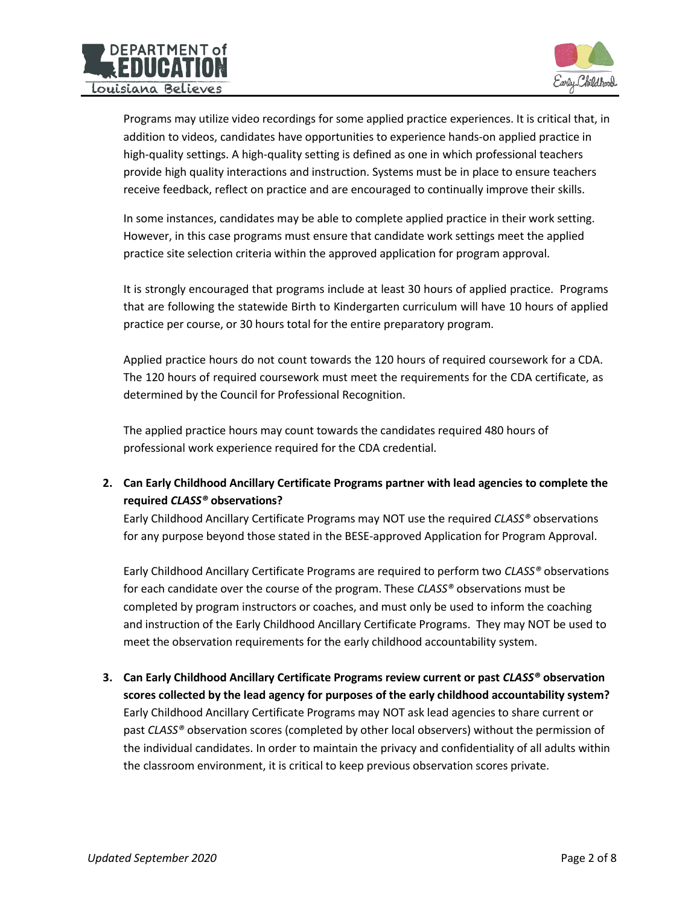Programs may utilize video recordings for some applied practice experiences. It is critical that, in addition to videos, candidates have opportunities to experience hands-on applied practice in high-quality settings. A high-quality setting is defined as one in which professional teachers provide high quality interactions and instruction. Systems must be in place to ensure teachers receive feedback, reflect on practice and are encouraged to continually improve their skills.

In some instances, candidates may be able to complete applied practice in their work setting. However, in this case programs must ensure that candidate work settings meet the applied practice site selection criteria within the approved application for program approval.

It is strongly encouraged that programs include at least 30 hours of applied practice. Programs that are following the statewide Birth to Kindergarten curriculum will have 10 hours of applied practice per course, or 30 hours total for the entire preparatory program.

Applied practice hours do not count towards the 120 hours of required coursework for a CDA. The 120 hours of required coursework must meet the requirements for the CDA certificate, as determined by the Council for Professional Recognition.

The applied practice hours may count towards the candidates required 480 hours of professional work experience required for the CDA credential.

2. **Can Early Childhood Ancillary Certificate Programs partner with lead agencies to complete the required *CLASS®* observations?**

   Early Childhood Ancillary Certificate Programs may NOT use the required *CLASS®* observations for any purpose beyond those stated in the BESE-approved Application for Program Approval.

   Early Childhood Ancillary Certificate Programs are required to perform two *CLASS®* observations for each candidate over the course of the program. These *CLASS®* observations must be completed by program instructors or coaches, and must only be used to inform the coaching and instruction of the Early Childhood Ancillary Certificate Programs. They may NOT be used to meet the observation requirements for the early childhood accountability system.

3. **Can Early Childhood Ancillary Certificate Programs review current or past *CLASS®* observation scores collected by the lead agency for purposes of the early childhood accountability system?**

   Early Childhood Ancillary Certificate Programs may NOT ask lead agencies to share current or past *CLASS®* observation scores (completed by other local observers) without the permission of the individual candidates. In order to maintain the privacy and confidentiality of all adults within the classroom environment, it is critical to keep previous observation scores private.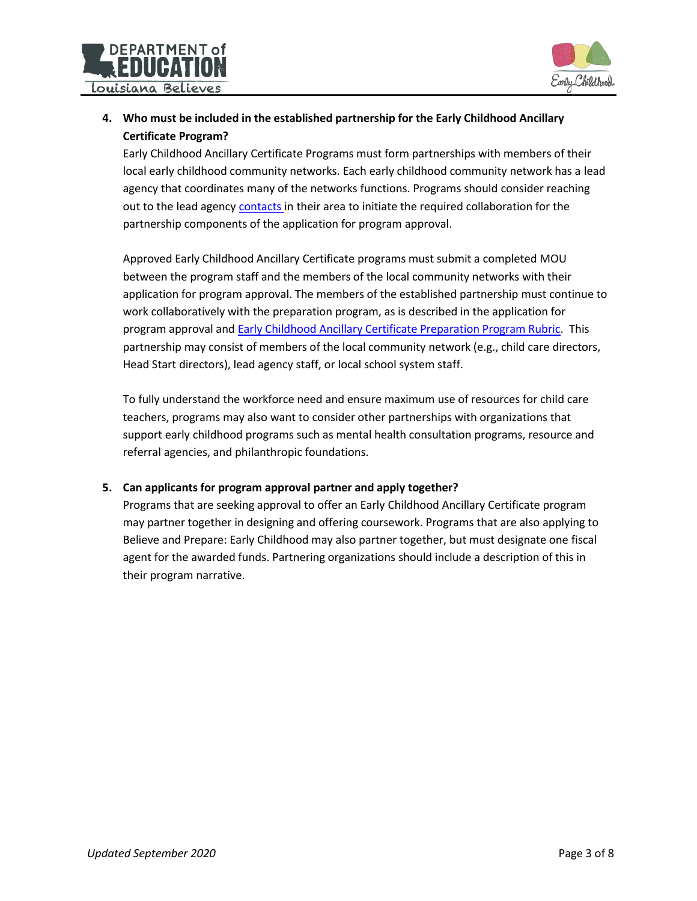4. **Who must be included in the established partnership for the Early Childhood Ancillary Certificate Program?**

   Early Childhood Ancillary Certificate Programs must form partnerships with members of their local early childhood community networks. Each early childhood community network has a lead agency that coordinates many of the networks functions. Programs should consider reaching out to the lead agency contacts in their area to initiate the required collaboration for the partnership components of the application for program approval.

   Approved Early Childhood Ancillary Certificate programs must submit a completed MOU between the program staff and the members of the local community networks with their application for program approval. The members of the established partnership must continue to work collaboratively with the preparation program, as is described in the application for program approval and Early Childhood Ancillary Certificate Preparation Program Rubric. This partnership may consist of members of the local community network (e.g., child care directors, Head Start directors), lead agency staff, or local school system staff.

   To fully understand the workforce need and ensure maximum use of resources for child care teachers, programs may also want to consider other partnerships with organizations that support early childhood programs such as mental health consultation programs, resource and referral agencies, and philanthropic foundations.

5. **Can applicants for program approval partner and apply together?**

   Programs that are seeking approval to offer an Early Childhood Ancillary Certificate program may partner together in designing and offering coursework. Programs that are also applying to Believe and Prepare: Early Childhood may also partner together, but must designate one fiscal agent for the awarded funds. Partnering organizations should include a description of this in their program narrative.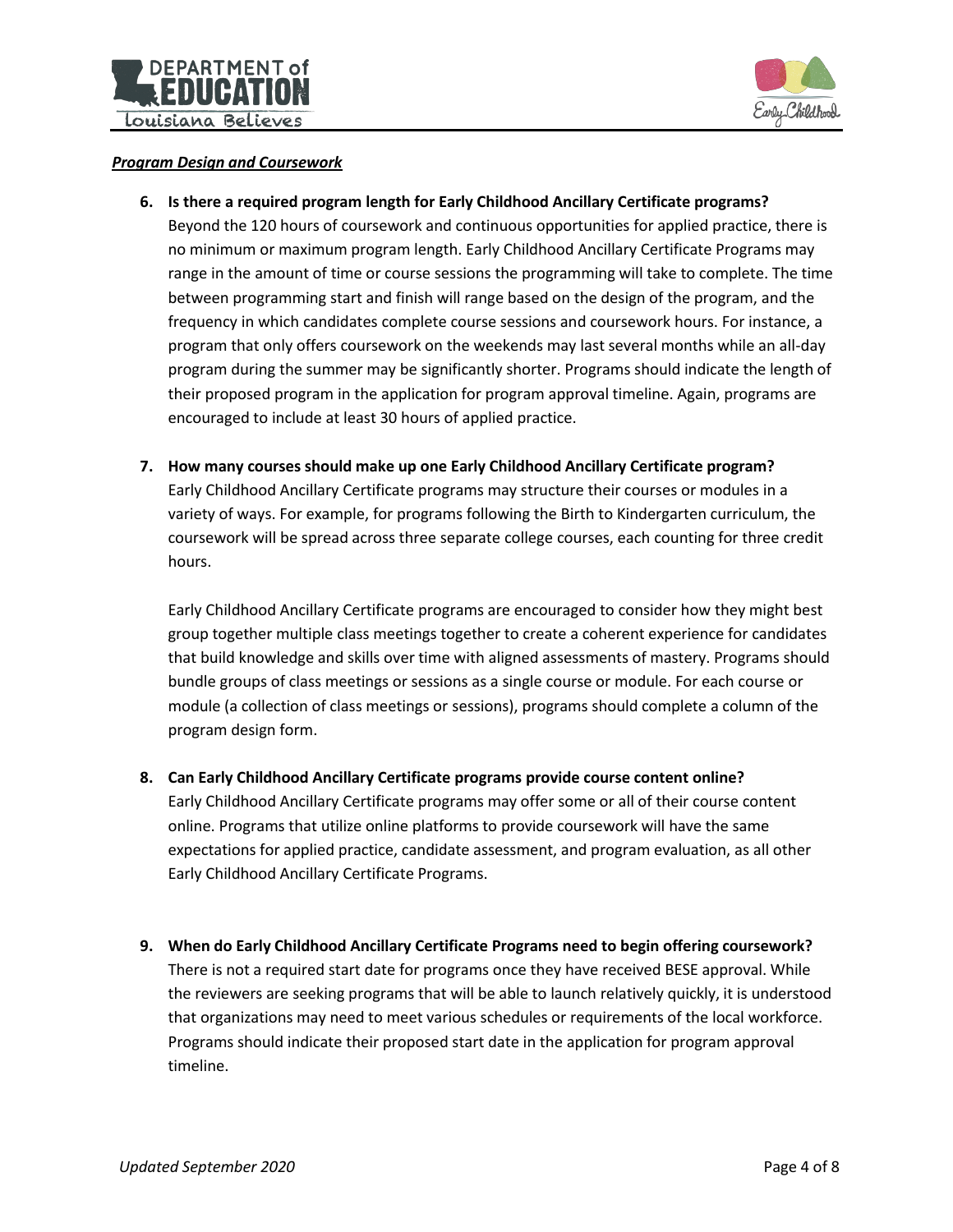***Program Design and Coursework***

6. **Is there a required program length for Early Childhood Ancillary Certificate programs?**
   Beyond the 120 hours of coursework and continuous opportunities for applied practice, there is no minimum or maximum program length. Early Childhood Ancillary Certificate Programs may range in the amount of time or course sessions the programming will take to complete. The time between programming start and finish will range based on the design of the program, and the frequency in which candidates complete course sessions and coursework hours. For instance, a program that only offers coursework on the weekends may last several months while an all-day program during the summer may be significantly shorter. Programs should indicate the length of their proposed program in the application for program approval timeline. Again, programs are encouraged to include at least 30 hours of applied practice.

7. **How many courses should make up one Early Childhood Ancillary Certificate program?**
   Early Childhood Ancillary Certificate programs may structure their courses or modules in a variety of ways. For example, for programs following the Birth to Kindergarten curriculum, the coursework will be spread across three separate college courses, each counting for three credit hours.

   Early Childhood Ancillary Certificate programs are encouraged to consider how they might best group together multiple class meetings together to create a coherent experience for candidates that build knowledge and skills over time with aligned assessments of mastery. Programs should bundle groups of class meetings or sessions as a single course or module. For each course or module (a collection of class meetings or sessions), programs should complete a column of the program design form.

8. **Can Early Childhood Ancillary Certificate programs provide course content online?**
   Early Childhood Ancillary Certificate programs may offer some or all of their course content online. Programs that utilize online platforms to provide coursework will have the same expectations for applied practice, candidate assessment, and program evaluation, as all other Early Childhood Ancillary Certificate Programs.

9. **When do Early Childhood Ancillary Certificate Programs need to begin offering coursework?**
   There is not a required start date for programs once they have received BESE approval. While the reviewers are seeking programs that will be able to launch relatively quickly, it is understood that organizations may need to meet various schedules or requirements of the local workforce. Programs should indicate their proposed start date in the application for program approval timeline.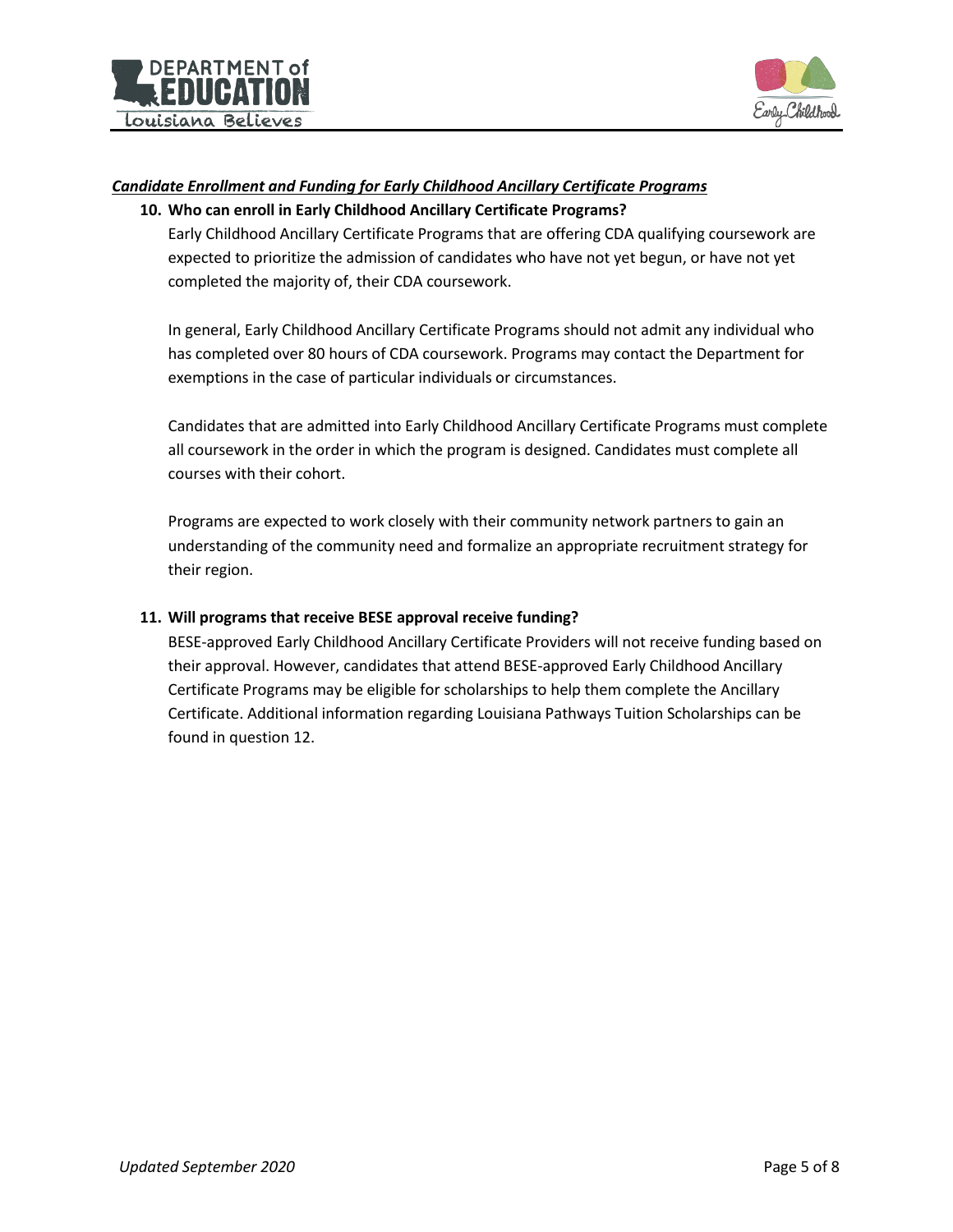***Candidate Enrollment and Funding for Early Childhood Ancillary Certificate Programs***

**10. Who can enroll in Early Childhood Ancillary Certificate Programs?**

Early Childhood Ancillary Certificate Programs that are offering CDA qualifying coursework are expected to prioritize the admission of candidates who have not yet begun, or have not yet completed the majority of, their CDA coursework.

In general, Early Childhood Ancillary Certificate Programs should not admit any individual who has completed over 80 hours of CDA coursework. Programs may contact the Department for exemptions in the case of particular individuals or circumstances.

Candidates that are admitted into Early Childhood Ancillary Certificate Programs must complete all coursework in the order in which the program is designed. Candidates must complete all courses with their cohort.

Programs are expected to work closely with their community network partners to gain an understanding of the community need and formalize an appropriate recruitment strategy for their region.

**11. Will programs that receive BESE approval receive funding?**

BESE-approved Early Childhood Ancillary Certificate Providers will not receive funding based on their approval. However, candidates that attend BESE-approved Early Childhood Ancillary Certificate Programs may be eligible for scholarships to help them complete the Ancillary Certificate. Additional information regarding Louisiana Pathways Tuition Scholarships can be found in question 12.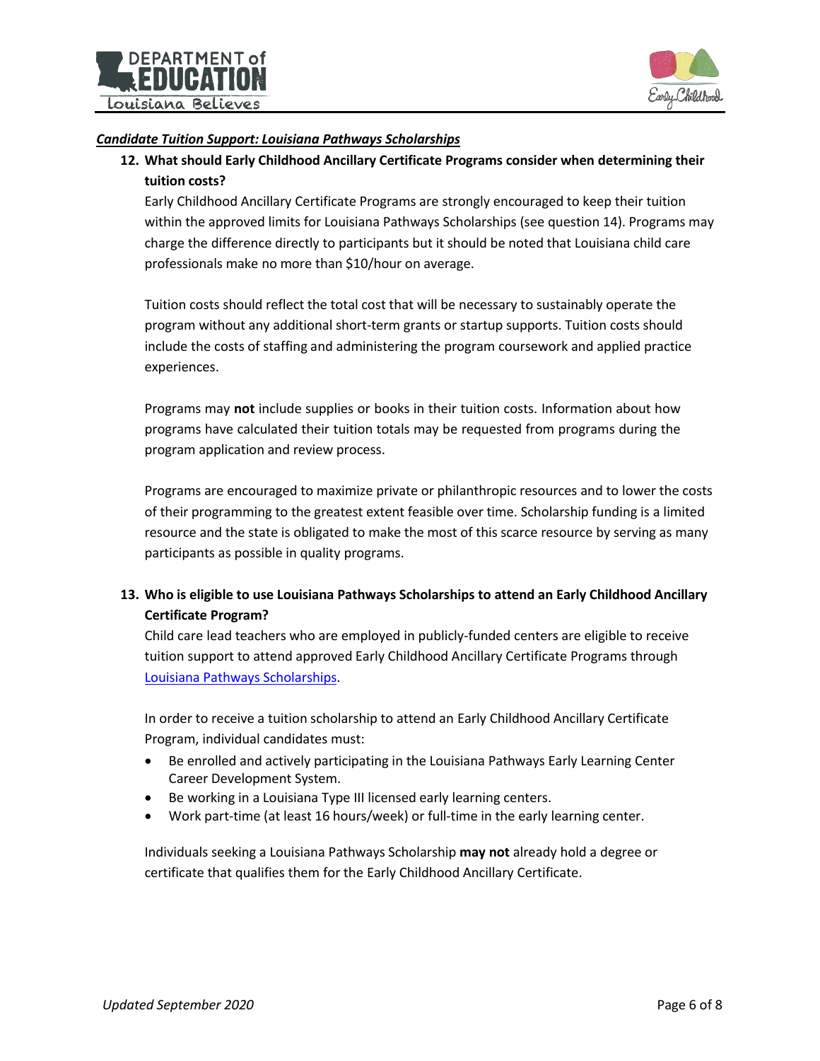***Candidate Tuition Support: Louisiana Pathways Scholarships***

12. **What should Early Childhood Ancillary Certificate Programs consider when determining their tuition costs?**

    Early Childhood Ancillary Certificate Programs are strongly encouraged to keep their tuition within the approved limits for Louisiana Pathways Scholarships (see question 14). Programs may charge the difference directly to participants but it should be noted that Louisiana child care professionals make no more than $10/hour on average.

    Tuition costs should reflect the total cost that will be necessary to sustainably operate the program without any additional short-term grants or startup supports. Tuition costs should include the costs of staffing and administering the program coursework and applied practice experiences.

    Programs may **not** include supplies or books in their tuition costs. Information about how programs have calculated their tuition totals may be requested from programs during the program application and review process.

    Programs are encouraged to maximize private or philanthropic resources and to lower the costs of their programming to the greatest extent feasible over time. Scholarship funding is a limited resource and the state is obligated to make the most of this scarce resource by serving as many participants as possible in quality programs.

13. **Who is eligible to use Louisiana Pathways Scholarships to attend an Early Childhood Ancillary Certificate Program?**

    Child care lead teachers who are employed in publicly-funded centers are eligible to receive tuition support to attend approved Early Childhood Ancillary Certificate Programs through Louisiana Pathways Scholarships.

    In order to receive a tuition scholarship to attend an Early Childhood Ancillary Certificate Program, individual candidates must:

    - Be enrolled and actively participating in the Louisiana Pathways Early Learning Center Career Development System.
    - Be working in a Louisiana Type III licensed early learning centers.
    - Work part-time (at least 16 hours/week) or full-time in the early learning center.

    Individuals seeking a Louisiana Pathways Scholarship **may not** already hold a degree or certificate that qualifies them for the Early Childhood Ancillary Certificate.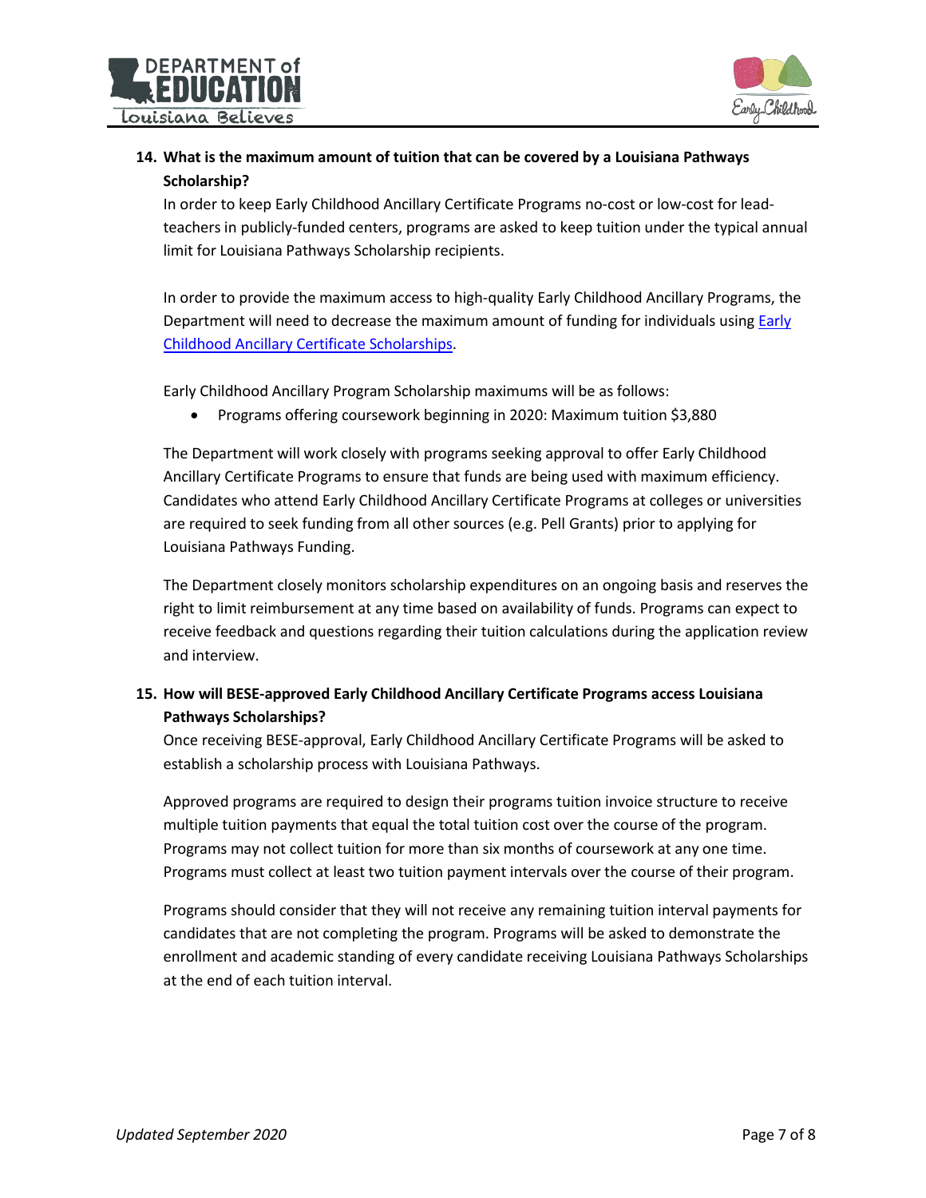**14. What is the maximum amount of tuition that can be covered by a Louisiana Pathways Scholarship?**

In order to keep Early Childhood Ancillary Certificate Programs no-cost or low-cost for lead-teachers in publicly-funded centers, programs are asked to keep tuition under the typical annual limit for Louisiana Pathways Scholarship recipients.

In order to provide the maximum access to high-quality Early Childhood Ancillary Programs, the Department will need to decrease the maximum amount of funding for individuals using Early Childhood Ancillary Certificate Scholarships.

Early Childhood Ancillary Program Scholarship maximums will be as follows:

- Programs offering coursework beginning in 2020: Maximum tuition $3,880

The Department will work closely with programs seeking approval to offer Early Childhood Ancillary Certificate Programs to ensure that funds are being used with maximum efficiency. Candidates who attend Early Childhood Ancillary Certificate Programs at colleges or universities are required to seek funding from all other sources (e.g. Pell Grants) prior to applying for Louisiana Pathways Funding.

The Department closely monitors scholarship expenditures on an ongoing basis and reserves the right to limit reimbursement at any time based on availability of funds. Programs can expect to receive feedback and questions regarding their tuition calculations during the application review and interview.

**15. How will BESE-approved Early Childhood Ancillary Certificate Programs access Louisiana Pathways Scholarships?**

Once receiving BESE-approval, Early Childhood Ancillary Certificate Programs will be asked to establish a scholarship process with Louisiana Pathways.

Approved programs are required to design their programs tuition invoice structure to receive multiple tuition payments that equal the total tuition cost over the course of the program. Programs may not collect tuition for more than six months of coursework at any one time. Programs must collect at least two tuition payment intervals over the course of their program.

Programs should consider that they will not receive any remaining tuition interval payments for candidates that are not completing the program. Programs will be asked to demonstrate the enrollment and academic standing of every candidate receiving Louisiana Pathways Scholarships at the end of each tuition interval.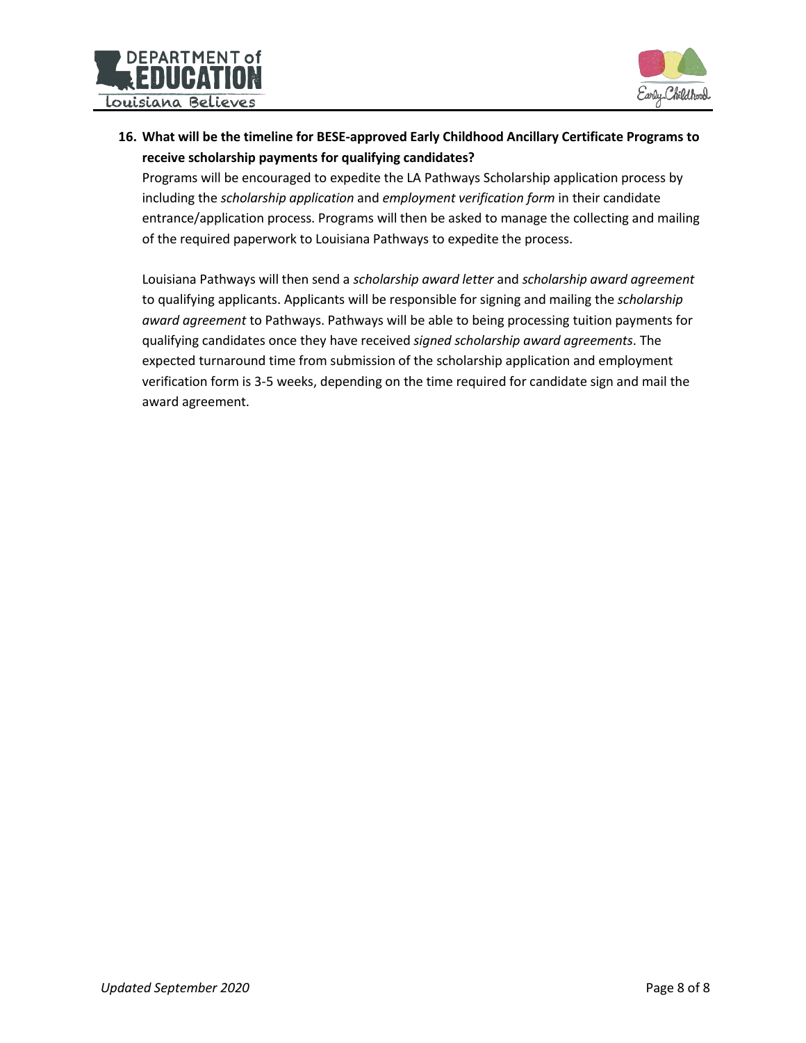**16. What will be the timeline for BESE-approved Early Childhood Ancillary Certificate Programs to receive scholarship payments for qualifying candidates?**

Programs will be encouraged to expedite the LA Pathways Scholarship application process by including the *scholarship application* and *employment verification form* in their candidate entrance/application process. Programs will then be asked to manage the collecting and mailing of the required paperwork to Louisiana Pathways to expedite the process.

Louisiana Pathways will then send a *scholarship award letter* and *scholarship award agreement* to qualifying applicants. Applicants will be responsible for signing and mailing the *scholarship award agreement* to Pathways. Pathways will be able to being processing tuition payments for qualifying candidates once they have received *signed scholarship award agreements*. The expected turnaround time from submission of the scholarship application and employment verification form is 3-5 weeks, depending on the time required for candidate sign and mail the award agreement.